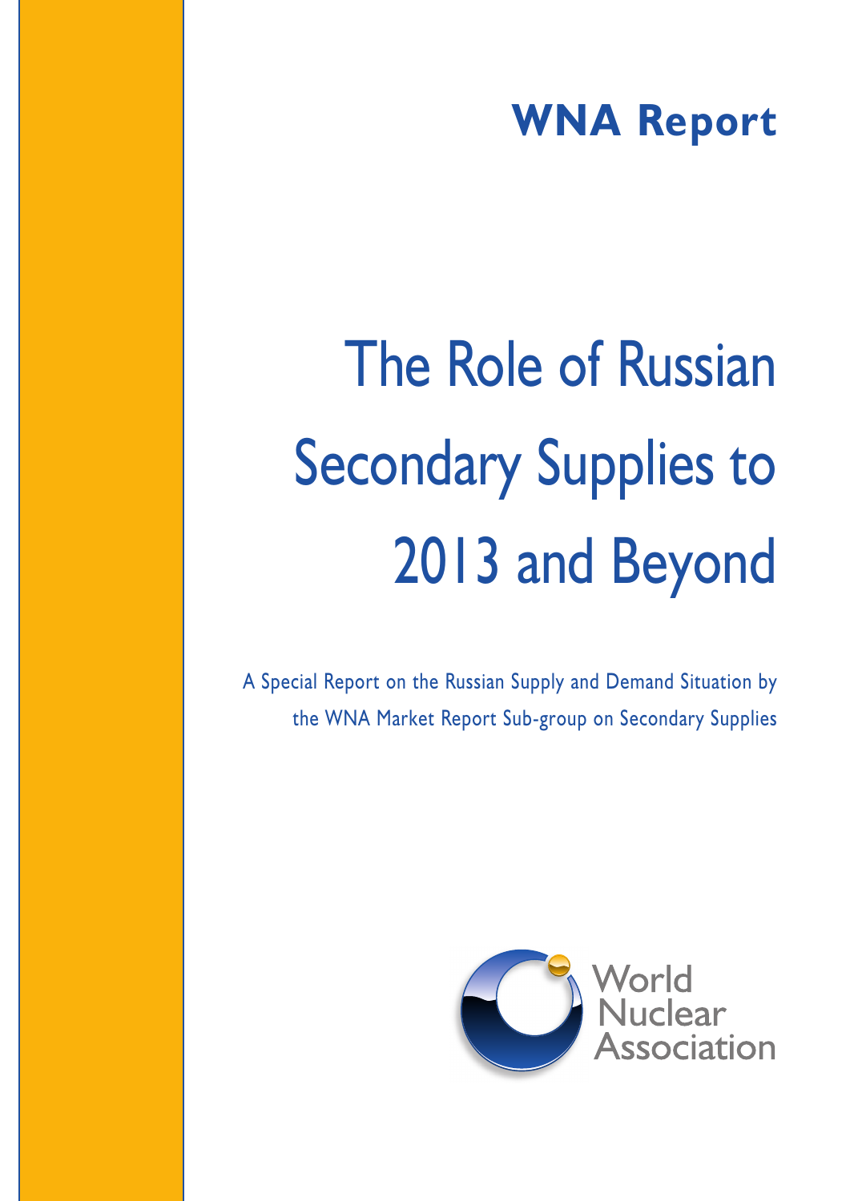WNA Report

# The Role of Russian Secondary Supplies to 2013 and Beyond

A Special Report on the Russian Supply and Demand Situation by the WNA Market Report Sub-group on Secondary Supplies

World Nuclear Association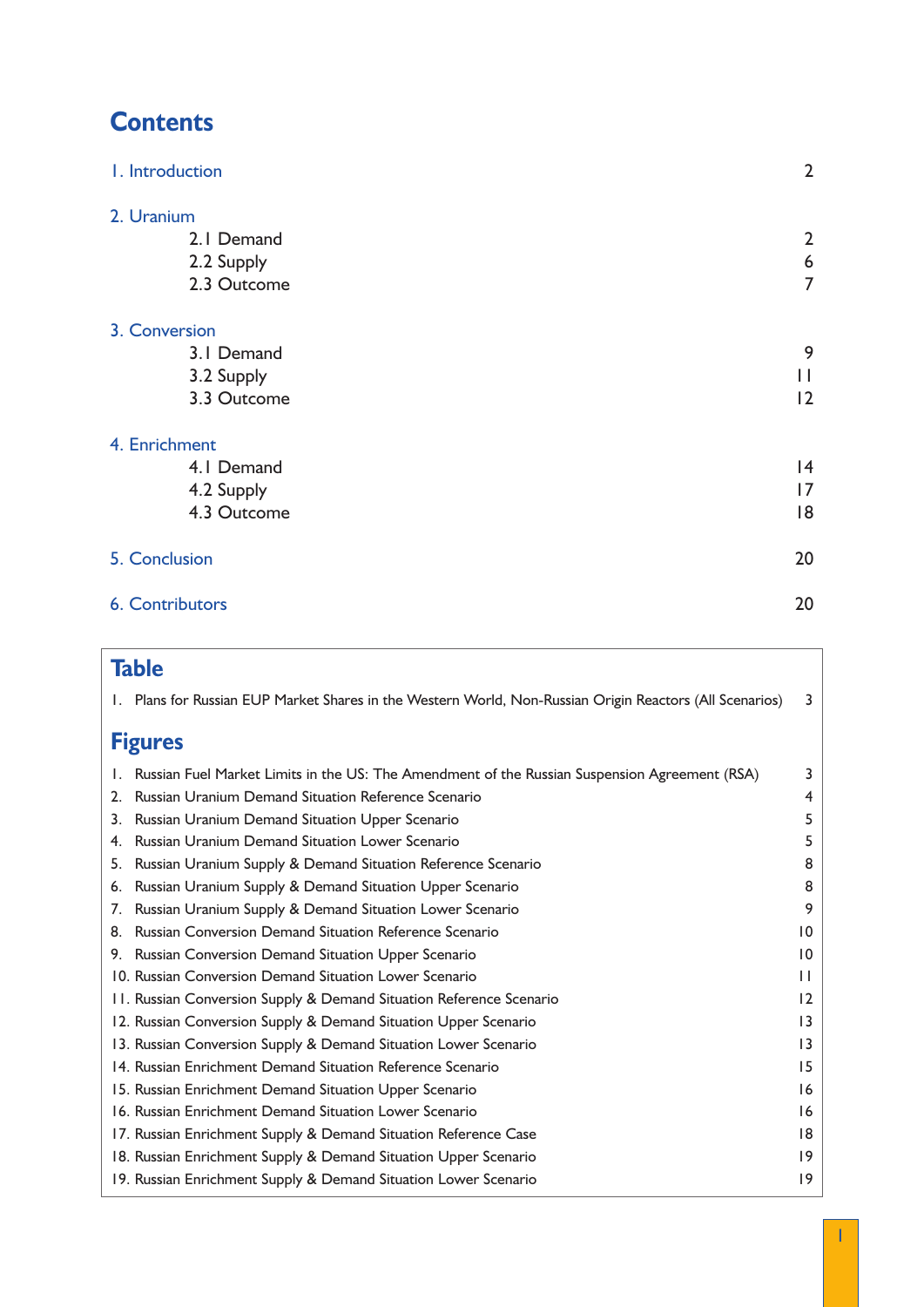# Contents

| | |
|---|---|
| 1. Introduction | 2 |
| 2. Uranium | |
| 2.1 Demand | 2 |
| 2.2 Supply | 6 |
| 2.3 Outcome | 7 |
| 3. Conversion | |
| 3.1 Demand | 9 |
| 3.2 Supply | 11 |
| 3.3 Outcome | 12 |
| 4. Enrichment | |
| 4.1 Demand | 14 |
| 4.2 Supply | 17 |
| 4.3 Outcome | 18 |
| 5. Conclusion | 20 |
| 6. Contributors | 20 |

## Table

| | |
|---|---|
| 1. Plans for Russian EUP Market Shares in the Western World, Non-Russian Origin Reactors (All Scenarios) | 3 |

## Figures

| | |
|---|---|
| 1. Russian Fuel Market Limits in the US: The Amendment of the Russian Suspension Agreement (RSA) | 3 |
| 2. Russian Uranium Demand Situation Reference Scenario | 4 |
| 3. Russian Uranium Demand Situation Upper Scenario | 5 |
| 4. Russian Uranium Demand Situation Lower Scenario | 5 |
| 5. Russian Uranium Supply & Demand Situation Reference Scenario | 8 |
| 6. Russian Uranium Supply & Demand Situation Upper Scenario | 8 |
| 7. Russian Uranium Supply & Demand Situation Lower Scenario | 9 |
| 8. Russian Conversion Demand Situation Reference Scenario | 10 |
| 9. Russian Conversion Demand Situation Upper Scenario | 10 |
| 10. Russian Conversion Demand Situation Lower Scenario | 11 |
| 11. Russian Conversion Supply & Demand Situation Reference Scenario | 12 |
| 12. Russian Conversion Supply & Demand Situation Upper Scenario | 13 |
| 13. Russian Conversion Supply & Demand Situation Lower Scenario | 13 |
| 14. Russian Enrichment Demand Situation Reference Scenario | 15 |
| 15. Russian Enrichment Demand Situation Upper Scenario | 16 |
| 16. Russian Enrichment Demand Situation Lower Scenario | 16 |
| 17. Russian Enrichment Supply & Demand Situation Reference Case | 18 |
| 18. Russian Enrichment Supply & Demand Situation Upper Scenario | 19 |
| 19. Russian Enrichment Supply & Demand Situation Lower Scenario | 19 |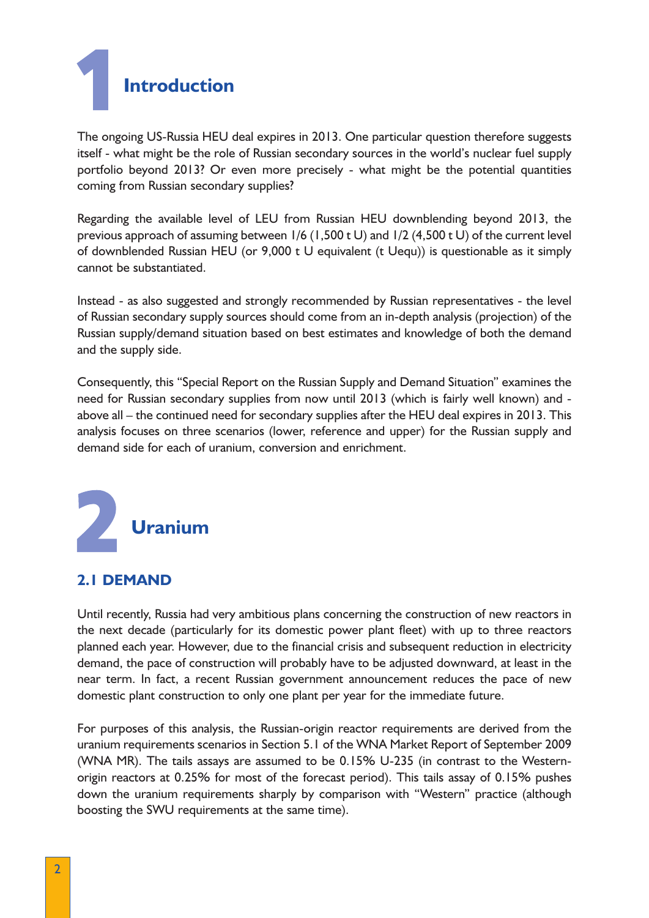# 1 Introduction

The ongoing US-Russia HEU deal expires in 2013. One particular question therefore suggests itself - what might be the role of Russian secondary sources in the world's nuclear fuel supply portfolio beyond 2013? Or even more precisely - what might be the potential quantities coming from Russian secondary supplies?

Regarding the available level of LEU from Russian HEU downblending beyond 2013, the previous approach of assuming between 1/6 (1,500 t U) and 1/2 (4,500 t U) of the current level of downblended Russian HEU (or 9,000 t U equivalent (t Uequ)) is questionable as it simply cannot be substantiated.

Instead - as also suggested and strongly recommended by Russian representatives - the level of Russian secondary supply sources should come from an in-depth analysis (projection) of the Russian supply/demand situation based on best estimates and knowledge of both the demand and the supply side.

Consequently, this "Special Report on the Russian Supply and Demand Situation" examines the need for Russian secondary supplies from now until 2013 (which is fairly well known) and - above all – the continued need for secondary supplies after the HEU deal expires in 2013. This analysis focuses on three scenarios (lower, reference and upper) for the Russian supply and demand side for each of uranium, conversion and enrichment.

# 2 Uranium

## 2.1 DEMAND

Until recently, Russia had very ambitious plans concerning the construction of new reactors in the next decade (particularly for its domestic power plant fleet) with up to three reactors planned each year. However, due to the financial crisis and subsequent reduction in electricity demand, the pace of construction will probably have to be adjusted downward, at least in the near term. In fact, a recent Russian government announcement reduces the pace of new domestic plant construction to only one plant per year for the immediate future.

For purposes of this analysis, the Russian-origin reactor requirements are derived from the uranium requirements scenarios in Section 5.1 of the WNA Market Report of September 2009 (WNA MR). The tails assays are assumed to be 0.15% U-235 (in contrast to the Western-origin reactors at 0.25% for most of the forecast period). This tails assay of 0.15% pushes down the uranium requirements sharply by comparison with "Western" practice (although boosting the SWU requirements at the same time).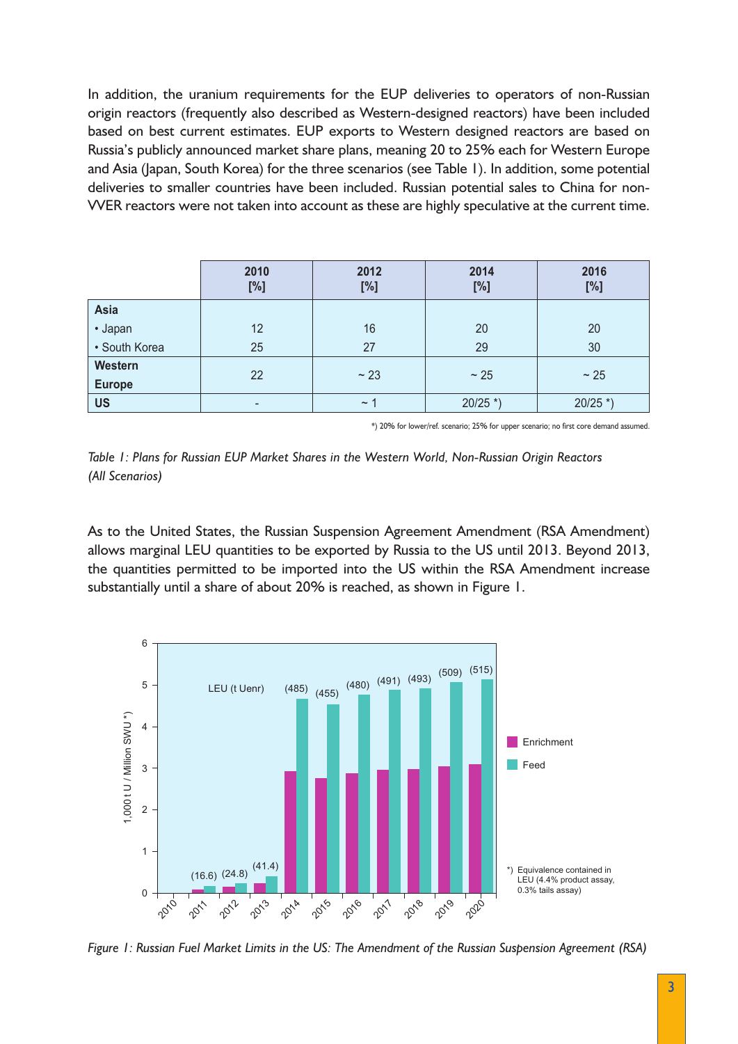In addition, the uranium requirements for the EUP deliveries to operators of non-Russian origin reactors (frequently also described as Western-designed reactors) have been included based on best current estimates. EUP exports to Western designed reactors are based on Russia's publicly announced market share plans, meaning 20 to 25% each for Western Europe and Asia (Japan, South Korea) for the three scenarios (see Table 1). In addition, some potential deliveries to smaller countries have been included. Russian potential sales to China for non-VVER reactors were not taken into account as these are highly speculative at the current time.

| | 2010 [%] | 2012 [%] | 2014 [%] | 2016 [%] |
|---|---|---|---|---|
| **Asia** | | | | |
| • Japan | 12 | 16 | 20 | 20 |
| • South Korea | 25 | 27 | 29 | 30 |
| **Western Europe** | 22 | ~ 23 | ~ 25 | ~ 25 |
| **US** | - | ~ 1 | 20/25 *) | 20/25 *) |

*) 20% for lower/ref. scenario; 25% for upper scenario; no first core demand assumed.

*Table 1: Plans for Russian EUP Market Shares in the Western World, Non-Russian Origin Reactors (All Scenarios)*

As to the United States, the Russian Suspension Agreement Amendment (RSA Amendment) allows marginal LEU quantities to be exported by Russia to the US until 2013. Beyond 2013, the quantities permitted to be imported into the US within the RSA Amendment increase substantially until a share of about 20% is reached, as shown in Figure 1.

1,000 t U / Million SWU *)

LEU (t Uenr)

(16.6) (24.8) (41.4) (485) (455) (480) (491) (493) (509) (515)

2010 2011 2012 2013 2014 2015 2016 2017 2018 2019 2020

Enrichment

Feed

*) Equivalence contained in LEU (4.4% product assay, 0.3% tails assay)

*Figure 1: Russian Fuel Market Limits in the US: The Amendment of the Russian Suspension Agreement (RSA)*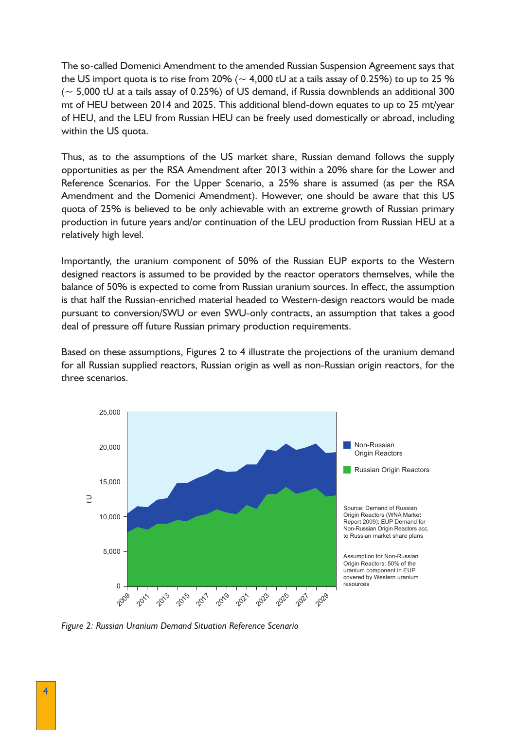The so-called Domenici Amendment to the amended Russian Suspension Agreement says that the US import quota is to rise from 20% (~ 4,000 tU at a tails assay of 0.25%) to up to 25 % (~ 5,000 tU at a tails assay of 0.25%) of US demand, if Russia downblends an additional 300 mt of HEU between 2014 and 2025. This additional blend-down equates to up to 25 mt/year of HEU, and the LEU from Russian HEU can be freely used domestically or abroad, including within the US quota.

Thus, as to the assumptions of the US market share, Russian demand follows the supply opportunities as per the RSA Amendment after 2013 within a 20% share for the Lower and Reference Scenarios. For the Upper Scenario, a 25% share is assumed (as per the RSA Amendment and the Domenici Amendment). However, one should be aware that this US quota of 25% is believed to be only achievable with an extreme growth of Russian primary production in future years and/or continuation of the LEU production from Russian HEU at a relatively high level.

Importantly, the uranium component of 50% of the Russian EUP exports to the Western designed reactors is assumed to be provided by the reactor operators themselves, while the balance of 50% is expected to come from Russian uranium sources. In effect, the assumption is that half the Russian-enriched material headed to Western-design reactors would be made pursuant to conversion/SWU or even SWU-only contracts, an assumption that takes a good deal of pressure off future Russian primary production requirements.

Based on these assumptions, Figures 2 to 4 illustrate the projections of the uranium demand for all Russian supplied reactors, Russian origin as well as non-Russian origin reactors, for the three scenarios.

25,000
20,000
15,000
10,000
5,000
0
tU
2009 2011 2013 2015 2017 2019 2021 2023 2025 2027 2029

Non-Russian Origin Reactors
Russian Origin Reactors

Source: Demand of Russian Origin Reactors (WNA Market Report 2009); EUP Demand for Non-Russian Origin Reactors acc. to Russian market share plans

Assumption for Non-Russian Origin Reactors: 50% of the uranium component in EUP covered by Western uranium resources

*Figure 2: Russian Uranium Demand Situation Reference Scenario*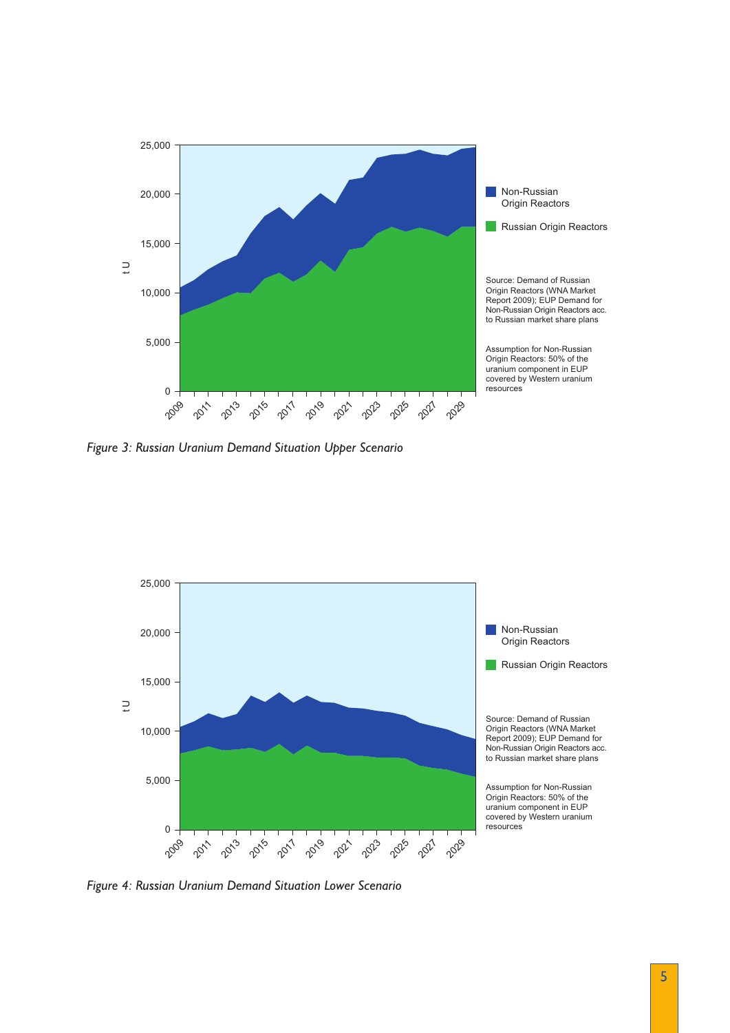25,000
20,000
15,000
10,000
5,000
0

t U

2009 2011 2013 2015 2017 2019 2021 2023 2025 2027 2029

Non-Russian Origin Reactors

Russian Origin Reactors

Source: Demand of Russian Origin Reactors (WNA Market Report 2009); EUP Demand for Non-Russian Origin Reactors acc. to Russian market share plans

Assumption for Non-Russian Origin Reactors: 50% of the uranium component in EUP covered by Western uranium resources

*Figure 3: Russian Uranium Demand Situation Upper Scenario*

25,000
20,000
15,000
10,000
5,000
0

t U

2009 2011 2013 2015 2017 2019 2021 2023 2025 2027 2029

Non-Russian Origin Reactors

Russian Origin Reactors

Source: Demand of Russian Origin Reactors (WNA Market Report 2009); EUP Demand for Non-Russian Origin Reactors acc. to Russian market share plans

Assumption for Non-Russian Origin Reactors: 50% of the uranium component in EUP covered by Western uranium resources

*Figure 4: Russian Uranium Demand Situation Lower Scenario*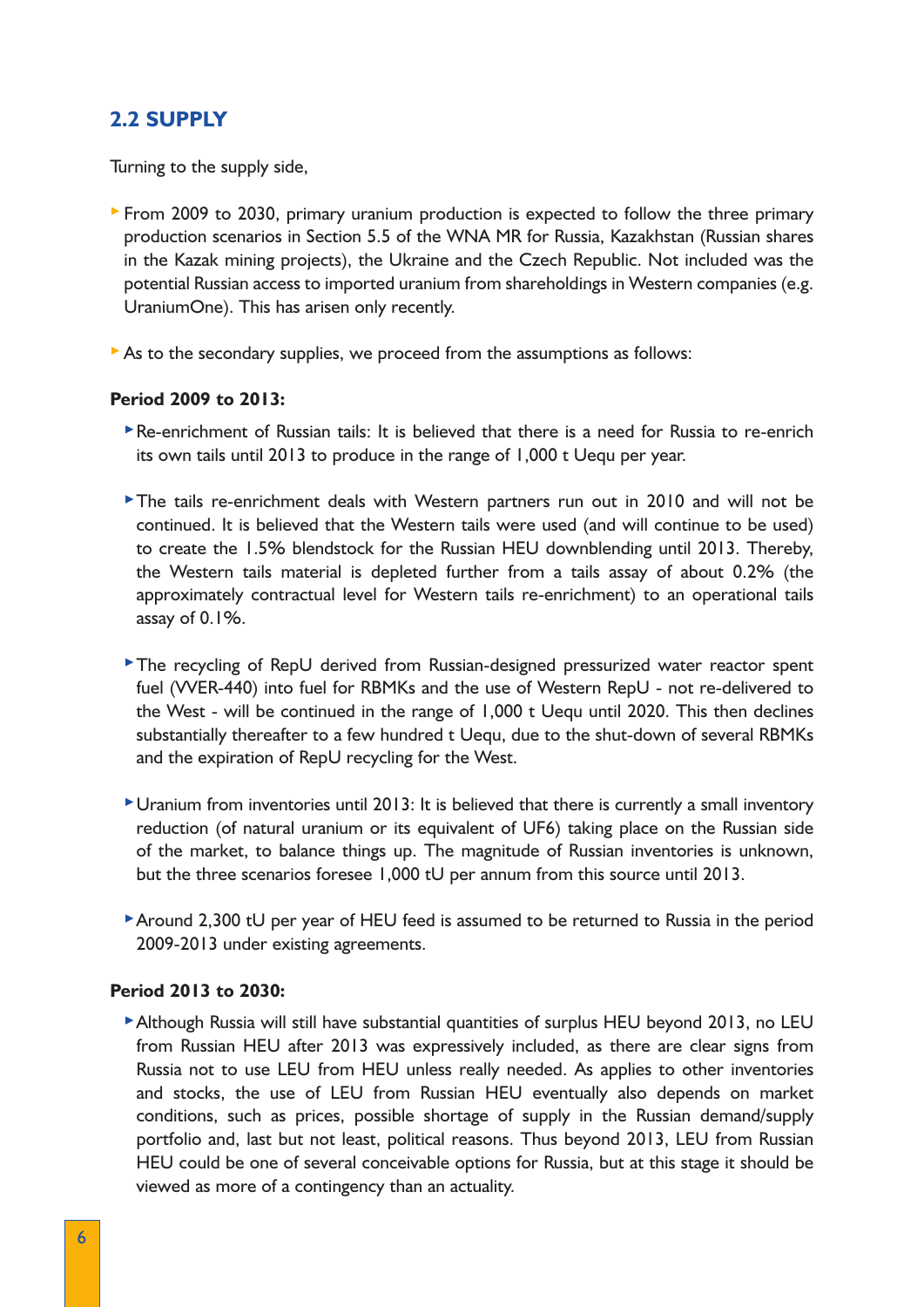## 2.2 SUPPLY

Turning to the supply side,

- From 2009 to 2030, primary uranium production is expected to follow the three primary production scenarios in Section 5.5 of the WNA MR for Russia, Kazakhstan (Russian shares in the Kazak mining projects), the Ukraine and the Czech Republic. Not included was the potential Russian access to imported uranium from shareholdings in Western companies (e.g. UraniumOne). This has arisen only recently.

- As to the secondary supplies, we proceed from the assumptions as follows:

**Period 2009 to 2013:**

- Re-enrichment of Russian tails: It is believed that there is a need for Russia to re-enrich its own tails until 2013 to produce in the range of 1,000 t Uequ per year.

- The tails re-enrichment deals with Western partners run out in 2010 and will not be continued. It is believed that the Western tails were used (and will continue to be used) to create the 1.5% blendstock for the Russian HEU downblending until 2013. Thereby, the Western tails material is depleted further from a tails assay of about 0.2% (the approximately contractual level for Western tails re-enrichment) to an operational tails assay of 0.1%.

- The recycling of RepU derived from Russian-designed pressurized water reactor spent fuel (VVER-440) into fuel for RBMKs and the use of Western RepU - not re-delivered to the West - will be continued in the range of 1,000 t Uequ until 2020. This then declines substantially thereafter to a few hundred t Uequ, due to the shut-down of several RBMKs and the expiration of RepU recycling for the West.

- Uranium from inventories until 2013: It is believed that there is currently a small inventory reduction (of natural uranium or its equivalent of UF6) taking place on the Russian side of the market, to balance things up. The magnitude of Russian inventories is unknown, but the three scenarios foresee 1,000 tU per annum from this source until 2013.

- Around 2,300 tU per year of HEU feed is assumed to be returned to Russia in the period 2009-2013 under existing agreements.

**Period 2013 to 2030:**

- Although Russia will still have substantial quantities of surplus HEU beyond 2013, no LEU from Russian HEU after 2013 was expressively included, as there are clear signs from Russia not to use LEU from HEU unless really needed. As applies to other inventories and stocks, the use of LEU from Russian HEU eventually also depends on market conditions, such as prices, possible shortage of supply in the Russian demand/supply portfolio and, last but not least, political reasons. Thus beyond 2013, LEU from Russian HEU could be one of several conceivable options for Russia, but at this stage it should be viewed as more of a contingency than an actuality.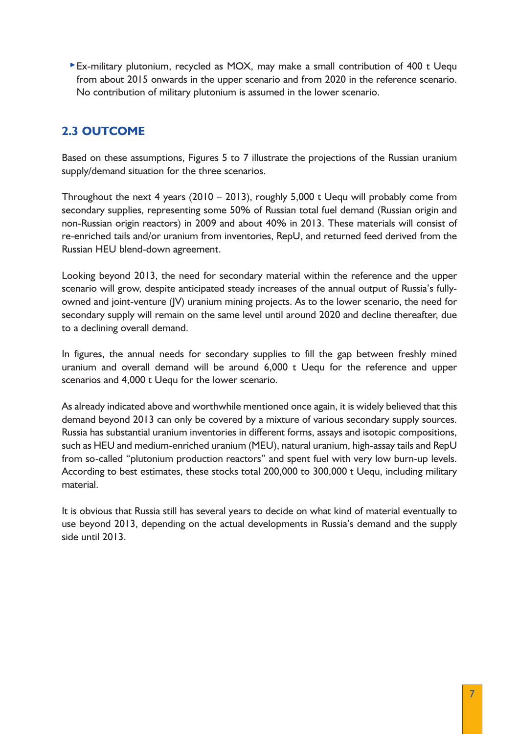- Ex-military plutonium, recycled as MOX, may make a small contribution of 400 t Uequ from about 2015 onwards in the upper scenario and from 2020 in the reference scenario. No contribution of military plutonium is assumed in the lower scenario.

## 2.3 OUTCOME

Based on these assumptions, Figures 5 to 7 illustrate the projections of the Russian uranium supply/demand situation for the three scenarios.

Throughout the next 4 years (2010 – 2013), roughly 5,000 t Uequ will probably come from secondary supplies, representing some 50% of Russian total fuel demand (Russian origin and non-Russian origin reactors) in 2009 and about 40% in 2013. These materials will consist of re-enriched tails and/or uranium from inventories, RepU, and returned feed derived from the Russian HEU blend-down agreement.

Looking beyond 2013, the need for secondary material within the reference and the upper scenario will grow, despite anticipated steady increases of the annual output of Russia's fully-owned and joint-venture (JV) uranium mining projects. As to the lower scenario, the need for secondary supply will remain on the same level until around 2020 and decline thereafter, due to a declining overall demand.

In figures, the annual needs for secondary supplies to fill the gap between freshly mined uranium and overall demand will be around 6,000 t Uequ for the reference and upper scenarios and 4,000 t Uequ for the lower scenario.

As already indicated above and worthwhile mentioned once again, it is widely believed that this demand beyond 2013 can only be covered by a mixture of various secondary supply sources. Russia has substantial uranium inventories in different forms, assays and isotopic compositions, such as HEU and medium-enriched uranium (MEU), natural uranium, high-assay tails and RepU from so-called "plutonium production reactors" and spent fuel with very low burn-up levels. According to best estimates, these stocks total 200,000 to 300,000 t Uequ, including military material.

It is obvious that Russia still has several years to decide on what kind of material eventually to use beyond 2013, depending on the actual developments in Russia's demand and the supply side until 2013.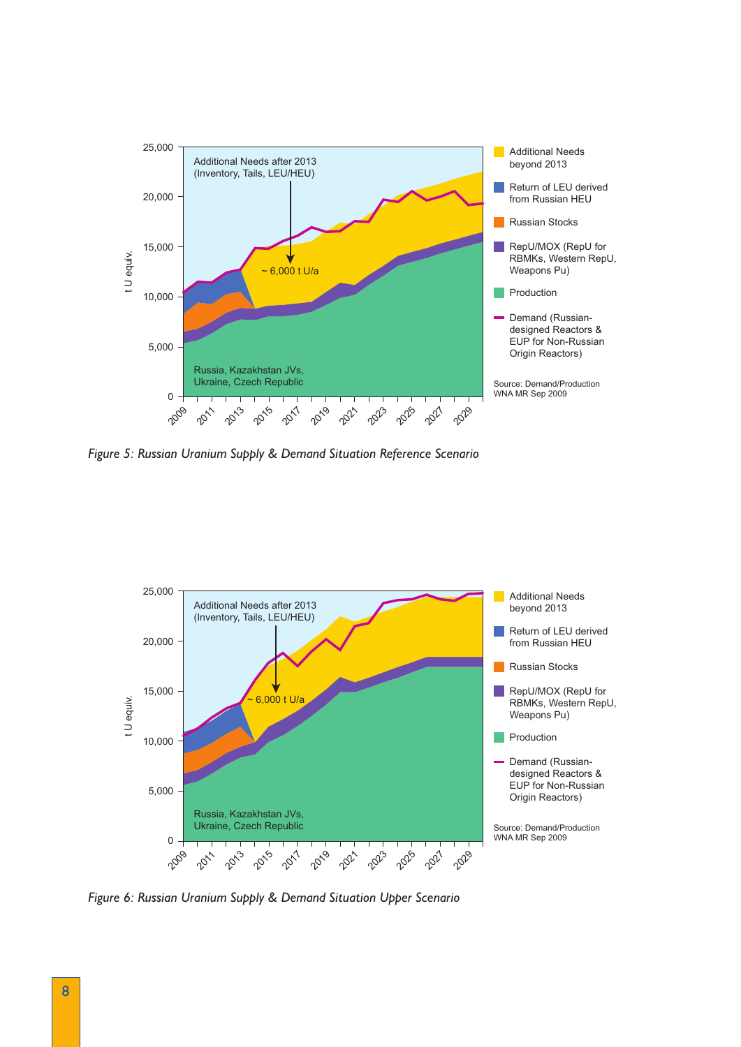*Figure 5: Russian Uranium Supply & Demand Situation Reference Scenario*

*Figure 6: Russian Uranium Supply & Demand Situation Upper Scenario*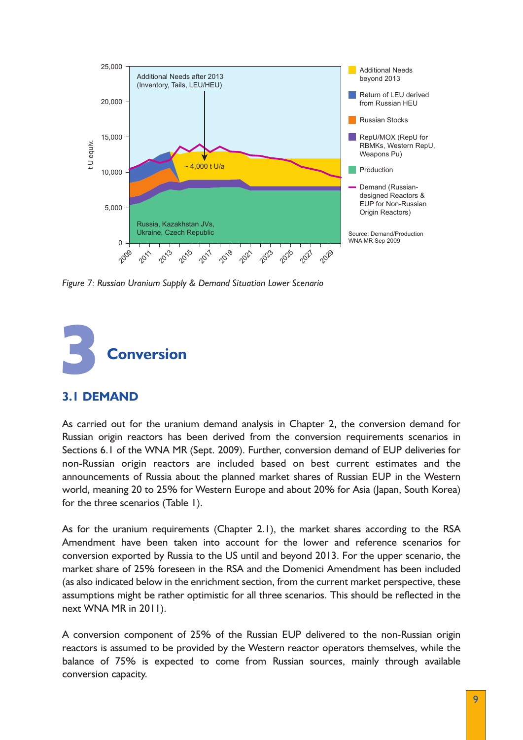25,000
20,000
15,000
10,000
5,000
0

t U equiv.

Additional Needs after 2013
(Inventory, Tails, LEU/HEU)

~ 4,000 t U/a

Russia, Kazakhstan JVs,
Ukraine, Czech Republic

2009 2011 2013 2015 2017 2019 2021 2023 2025 2027 2029

Additional Needs beyond 2013

Return of LEU derived from Russian HEU

Russian Stocks

RepU/MOX (RepU for RBMKs, Western RepU, Weapons Pu)

Production

Demand (Russian-designed Reactors & EUP for Non-Russian Origin Reactors)

Source: Demand/Production WNA MR Sep 2009

*Figure 7: Russian Uranium Supply & Demand Situation Lower Scenario*

# 3 Conversion

## 3.1 DEMAND

As carried out for the uranium demand analysis in Chapter 2, the conversion demand for Russian origin reactors has been derived from the conversion requirements scenarios in Sections 6.1 of the WNA MR (Sept. 2009). Further, conversion demand of EUP deliveries for non-Russian origin reactors are included based on best current estimates and the announcements of Russia about the planned market shares of Russian EUP in the Western world, meaning 20 to 25% for Western Europe and about 20% for Asia (Japan, South Korea) for the three scenarios (Table 1).

As for the uranium requirements (Chapter 2.1), the market shares according to the RSA Amendment have been taken into account for the lower and reference scenarios for conversion exported by Russia to the US until and beyond 2013. For the upper scenario, the market share of 25% foreseen in the RSA and the Domenici Amendment has been included (as also indicated below in the enrichment section, from the current market perspective, these assumptions might be rather optimistic for all three scenarios. This should be reflected in the next WNA MR in 2011).

A conversion component of 25% of the Russian EUP delivered to the non-Russian origin reactors is assumed to be provided by the Western reactor operators themselves, while the balance of 75% is expected to come from Russian sources, mainly through available conversion capacity.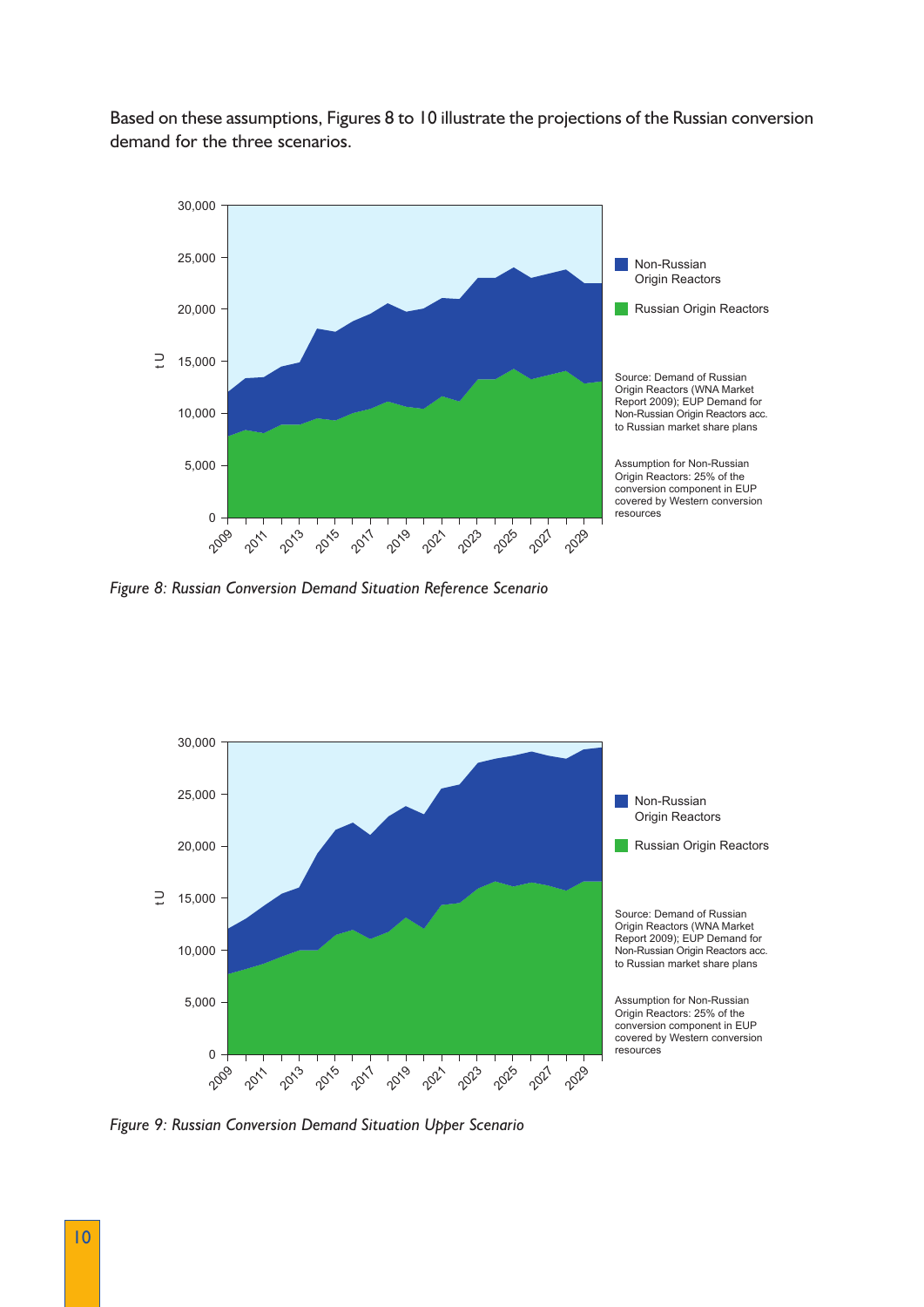Based on these assumptions, Figures 8 to 10 illustrate the projections of the Russian conversion demand for the three scenarios.

30,000
25,000
20,000
15,000
10,000
5,000
0
tU
2009
2011
2013
2015
2017
2019
2021
2023
2025
2027
2029

Non-Russian Origin Reactors

Russian Origin Reactors

Source: Demand of Russian Origin Reactors (WNA Market Report 2009); EUP Demand for Non-Russian Origin Reactors acc. to Russian market share plans

Assumption for Non-Russian Origin Reactors: 25% of the conversion component in EUP covered by Western conversion resources

*Figure 8: Russian Conversion Demand Situation Reference Scenario*

30,000
25,000
20,000
15,000
10,000
5,000
0
tU
2009
2011
2013
2015
2017
2019
2021
2023
2025
2027
2029

Non-Russian Origin Reactors

Russian Origin Reactors

Source: Demand of Russian Origin Reactors (WNA Market Report 2009); EUP Demand for Non-Russian Origin Reactors acc. to Russian market share plans

Assumption for Non-Russian Origin Reactors: 25% of the conversion component in EUP covered by Western conversion resources

*Figure 9: Russian Conversion Demand Situation Upper Scenario*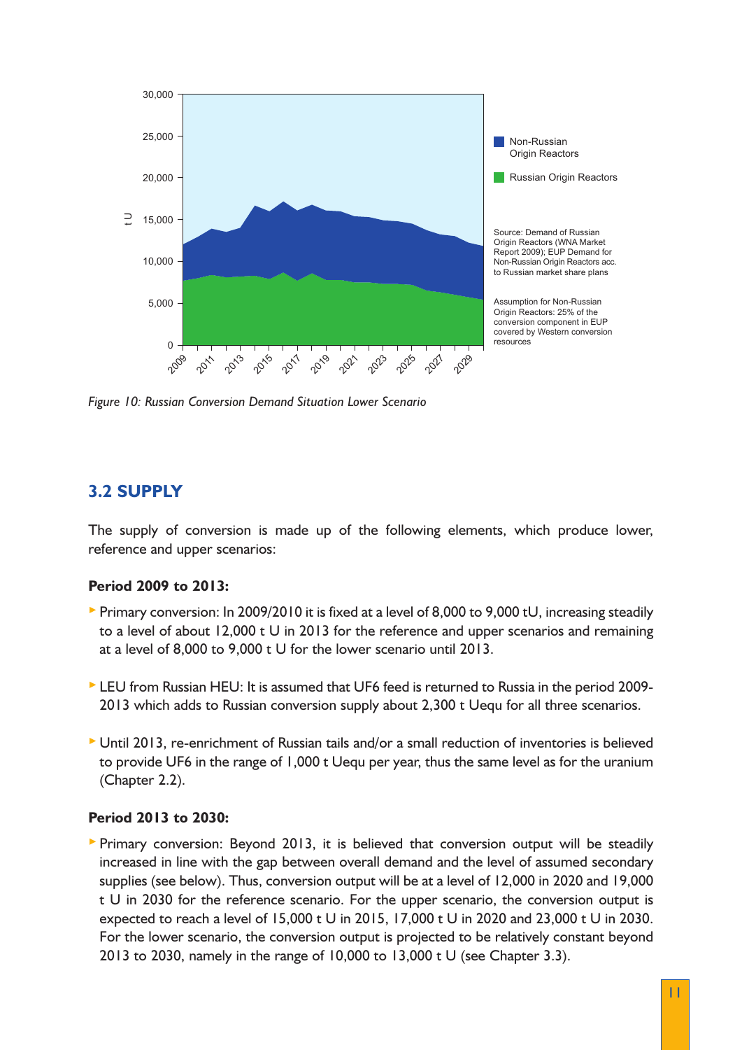30,000
25,000
20,000
15,000
10,000
5,000
0

t U

2009 2011 2013 2015 2017 2019 2021 2023 2025 2027 2029

Non-Russian Origin Reactors

Russian Origin Reactors

Source: Demand of Russian Origin Reactors (WNA Market Report 2009); EUP Demand for Non-Russian Origin Reactors acc. to Russian market share plans

Assumption for Non-Russian Origin Reactors: 25% of the conversion component in EUP covered by Western conversion resources

*Figure 10: Russian Conversion Demand Situation Lower Scenario*

## 3.2 SUPPLY

The supply of conversion is made up of the following elements, which produce lower, reference and upper scenarios:

**Period 2009 to 2013:**

- Primary conversion: In 2009/2010 it is fixed at a level of 8,000 to 9,000 tU, increasing steadily to a level of about 12,000 t U in 2013 for the reference and upper scenarios and remaining at a level of 8,000 to 9,000 t U for the lower scenario until 2013.
- LEU from Russian HEU: It is assumed that UF6 feed is returned to Russia in the period 2009-2013 which adds to Russian conversion supply about 2,300 t Uequ for all three scenarios.
- Until 2013, re-enrichment of Russian tails and/or a small reduction of inventories is believed to provide UF6 in the range of 1,000 t Uequ per year, thus the same level as for the uranium (Chapter 2.2).

**Period 2013 to 2030:**

- Primary conversion: Beyond 2013, it is believed that conversion output will be steadily increased in line with the gap between overall demand and the level of assumed secondary supplies (see below). Thus, conversion output will be at a level of 12,000 in 2020 and 19,000 t U in 2030 for the reference scenario. For the upper scenario, the conversion output is expected to reach a level of 15,000 t U in 2015, 17,000 t U in 2020 and 23,000 t U in 2030. For the lower scenario, the conversion output is projected to be relatively constant beyond 2013 to 2030, namely in the range of 10,000 to 13,000 t U (see Chapter 3.3).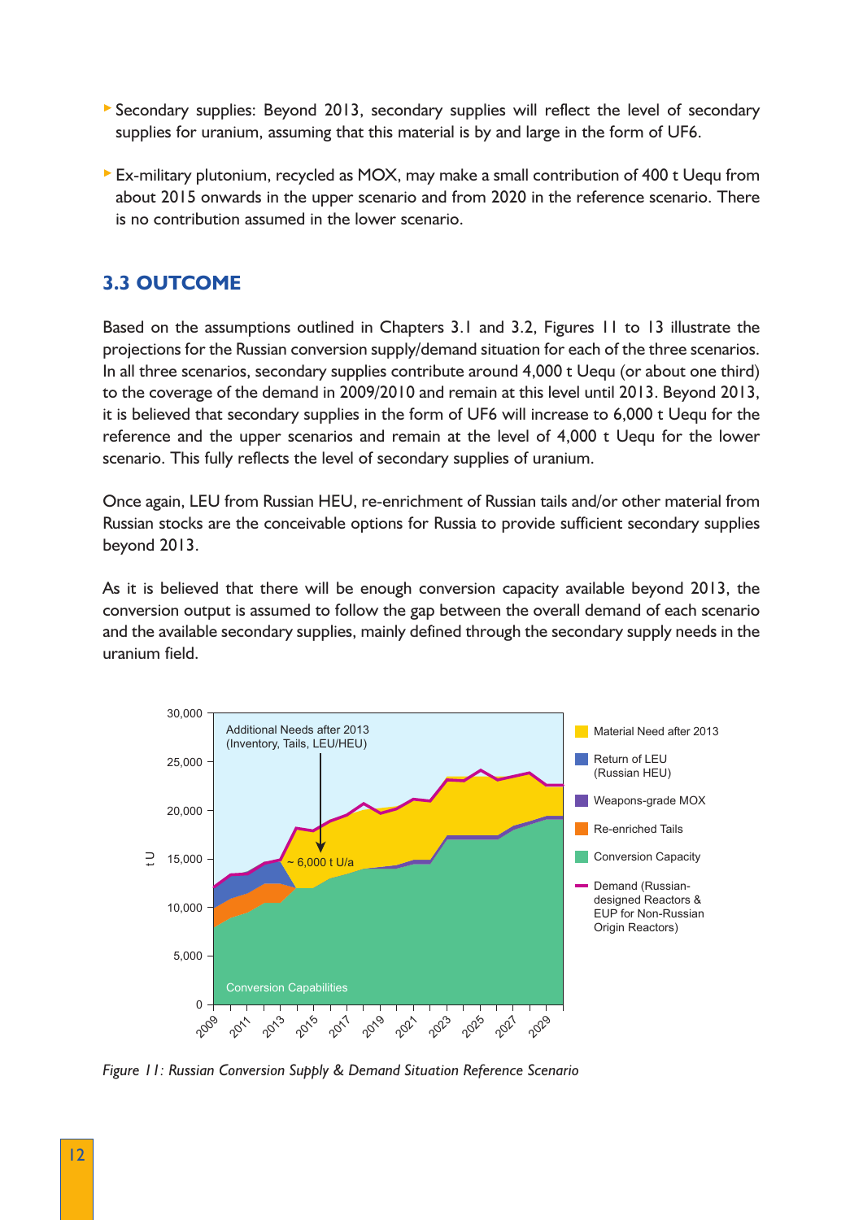- Secondary supplies: Beyond 2013, secondary supplies will reflect the level of secondary supplies for uranium, assuming that this material is by and large in the form of UF6.
- Ex-military plutonium, recycled as MOX, may make a small contribution of 400 t Uequ from about 2015 onwards in the upper scenario and from 2020 in the reference scenario. There is no contribution assumed in the lower scenario.

## 3.3 OUTCOME

Based on the assumptions outlined in Chapters 3.1 and 3.2, Figures 11 to 13 illustrate the projections for the Russian conversion supply/demand situation for each of the three scenarios. In all three scenarios, secondary supplies contribute around 4,000 t Uequ (or about one third) to the coverage of the demand in 2009/2010 and remain at this level until 2013. Beyond 2013, it is believed that secondary supplies in the form of UF6 will increase to 6,000 t Uequ for the reference and the upper scenarios and remain at the level of 4,000 t Uequ for the lower scenario. This fully reflects the level of secondary supplies of uranium.

Once again, LEU from Russian HEU, re-enrichment of Russian tails and/or other material from Russian stocks are the conceivable options for Russia to provide sufficient secondary supplies beyond 2013.

As it is believed that there will be enough conversion capacity available beyond 2013, the conversion output is assumed to follow the gap between the overall demand of each scenario and the available secondary supplies, mainly defined through the secondary supply needs in the uranium field.

30,000
25,000
20,000
15,000
10,000
5,000
0
t U
2009 2011 2013 2015 2017 2019 2021 2023 2025 2027 2029
Additional Needs after 2013 (Inventory, Tails, LEU/HEU)
~ 6,000 t U/a
Conversion Capabilities
Material Need after 2013
Return of LEU (Russian HEU)
Weapons-grade MOX
Re-enriched Tails
Conversion Capacity
Demand (Russian-designed Reactors & EUP for Non-Russian Origin Reactors)

*Figure 11: Russian Conversion Supply & Demand Situation Reference Scenario*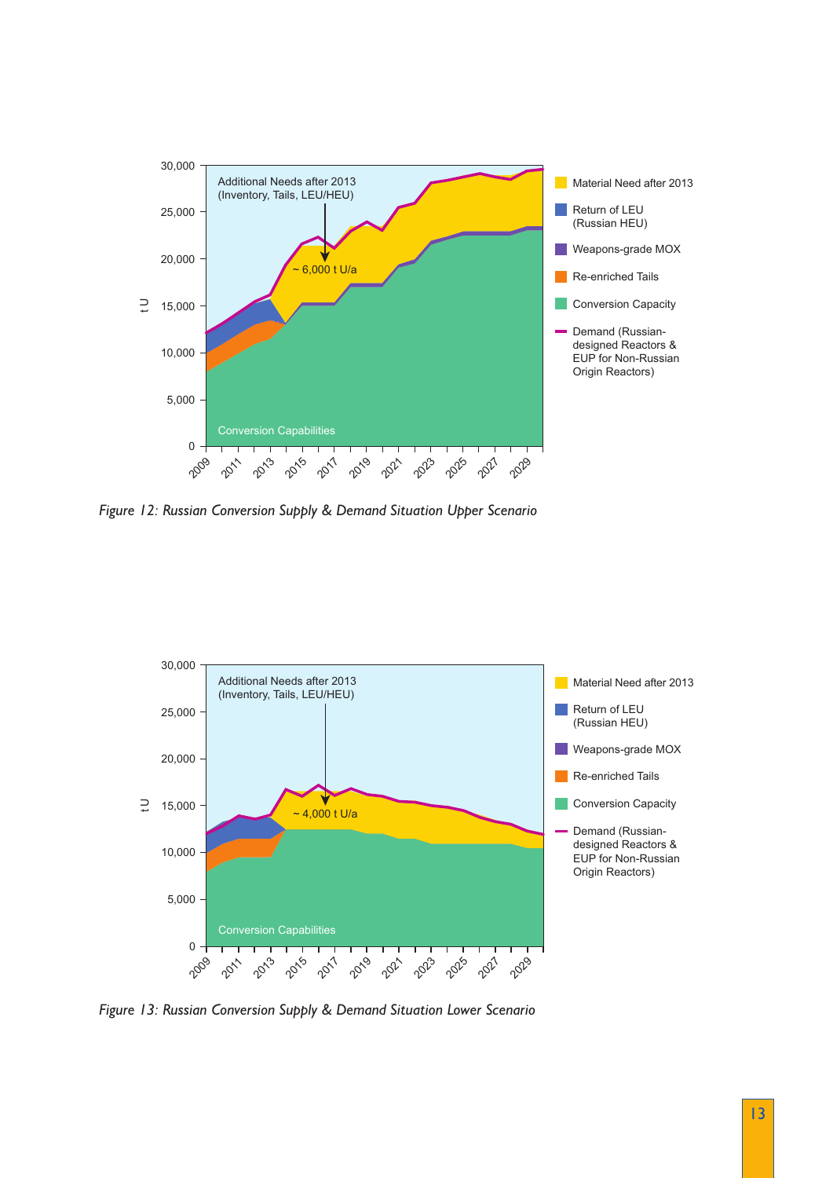Figure 12: Russian Conversion Supply & Demand Situation Upper Scenario

Figure 13: Russian Conversion Supply & Demand Situation Lower Scenario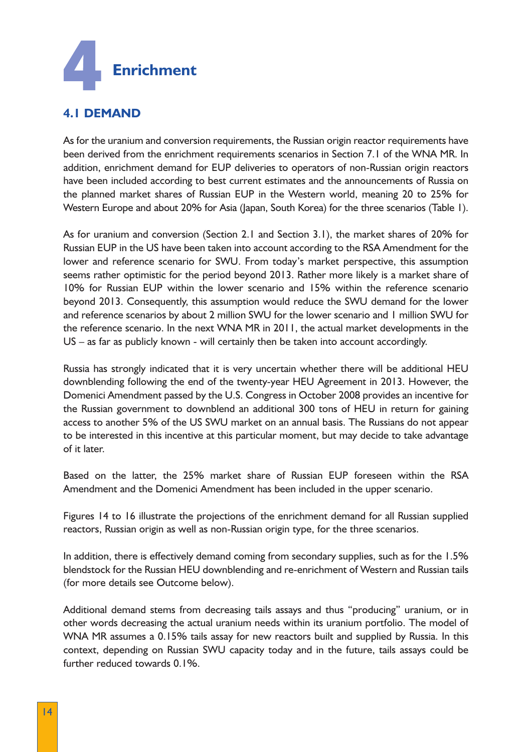# 4 Enrichment

## 4.1 DEMAND

As for the uranium and conversion requirements, the Russian origin reactor requirements have been derived from the enrichment requirements scenarios in Section 7.1 of the WNA MR. In addition, enrichment demand for EUP deliveries to operators of non-Russian origin reactors have been included according to best current estimates and the announcements of Russia on the planned market shares of Russian EUP in the Western world, meaning 20 to 25% for Western Europe and about 20% for Asia (Japan, South Korea) for the three scenarios (Table 1).

As for uranium and conversion (Section 2.1 and Section 3.1), the market shares of 20% for Russian EUP in the US have been taken into account according to the RSA Amendment for the lower and reference scenario for SWU. From today's market perspective, this assumption seems rather optimistic for the period beyond 2013. Rather more likely is a market share of 10% for Russian EUP within the lower scenario and 15% within the reference scenario beyond 2013. Consequently, this assumption would reduce the SWU demand for the lower and reference scenarios by about 2 million SWU for the lower scenario and 1 million SWU for the reference scenario. In the next WNA MR in 2011, the actual market developments in the US – as far as publicly known - will certainly then be taken into account accordingly.

Russia has strongly indicated that it is very uncertain whether there will be additional HEU downblending following the end of the twenty-year HEU Agreement in 2013. However, the Domenici Amendment passed by the U.S. Congress in October 2008 provides an incentive for the Russian government to downblend an additional 300 tons of HEU in return for gaining access to another 5% of the US SWU market on an annual basis. The Russians do not appear to be interested in this incentive at this particular moment, but may decide to take advantage of it later.

Based on the latter, the 25% market share of Russian EUP foreseen within the RSA Amendment and the Domenici Amendment has been included in the upper scenario.

Figures 14 to 16 illustrate the projections of the enrichment demand for all Russian supplied reactors, Russian origin as well as non-Russian origin type, for the three scenarios.

In addition, there is effectively demand coming from secondary supplies, such as for the 1.5% blendstock for the Russian HEU downblending and re-enrichment of Western and Russian tails (for more details see Outcome below).

Additional demand stems from decreasing tails assays and thus "producing" uranium, or in other words decreasing the actual uranium needs within its uranium portfolio. The model of WNA MR assumes a 0.15% tails assay for new reactors built and supplied by Russia. In this context, depending on Russian SWU capacity today and in the future, tails assays could be further reduced towards 0.1%.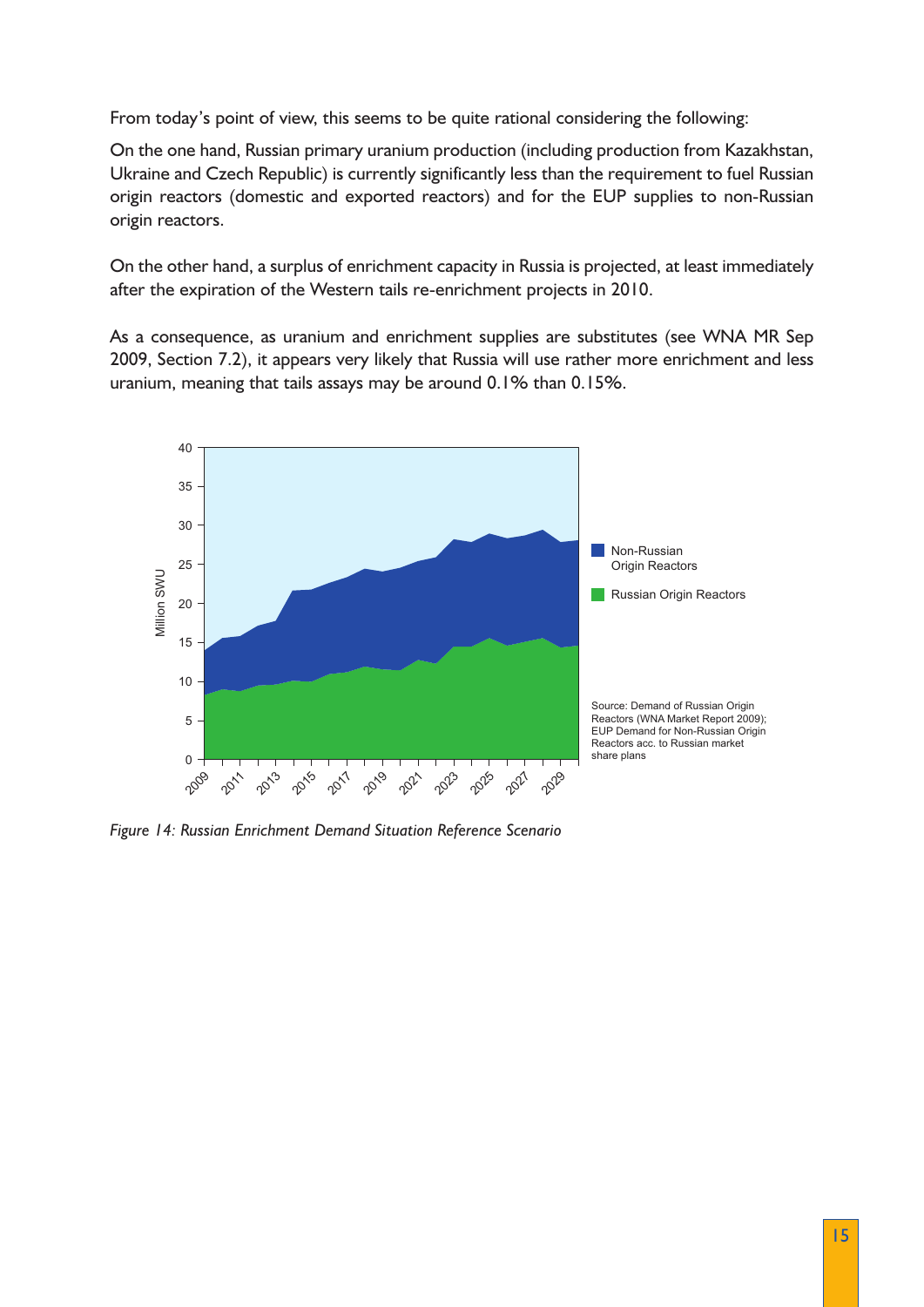From today's point of view, this seems to be quite rational considering the following:

On the one hand, Russian primary uranium production (including production from Kazakhstan, Ukraine and Czech Republic) is currently significantly less than the requirement to fuel Russian origin reactors (domestic and exported reactors) and for the EUP supplies to non-Russian origin reactors.

On the other hand, a surplus of enrichment capacity in Russia is projected, at least immediately after the expiration of the Western tails re-enrichment projects in 2010.

As a consequence, as uranium and enrichment supplies are substitutes (see WNA MR Sep 2009, Section 7.2), it appears very likely that Russia will use rather more enrichment and less uranium, meaning that tails assays may be around 0.1% than 0.15%.

Million SWU

40
35
30
25
20
15
10
5
0

2009
2011
2013
2015
2017
2019
2021
2023
2025
2027
2029

Non-Russian Origin Reactors

Russian Origin Reactors

Source: Demand of Russian Origin Reactors (WNA Market Report 2009); EUP Demand for Non-Russian Origin Reactors acc. to Russian market share plans

*Figure 14: Russian Enrichment Demand Situation Reference Scenario*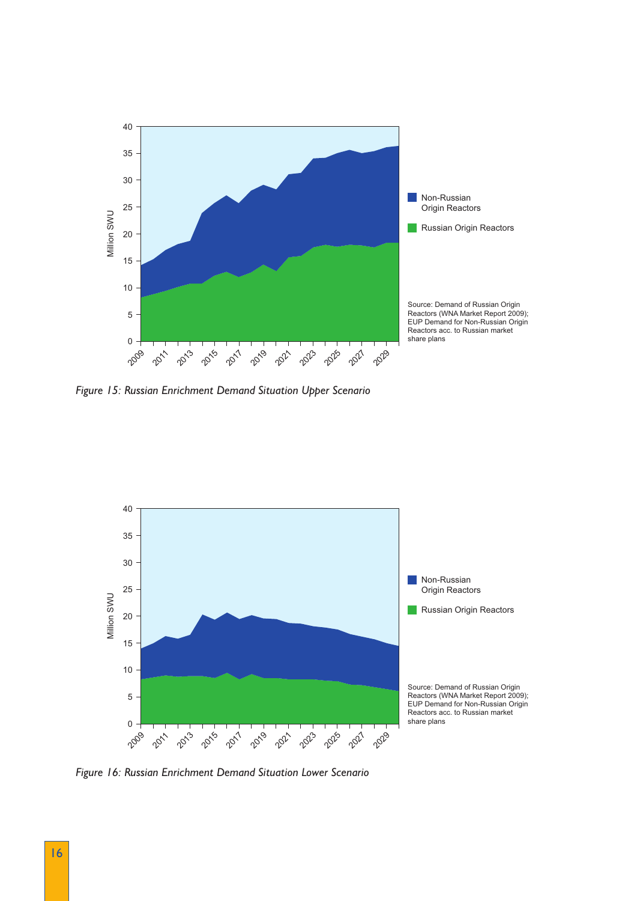40
35
30
25
20
15
10
5
0

Million SWU

2009 2011 2013 2015 2017 2019 2021 2023 2025 2027 2029

Non-Russian Origin Reactors

Russian Origin Reactors

Source: Demand of Russian Origin Reactors (WNA Market Report 2009); EUP Demand for Non-Russian Origin Reactors acc. to Russian market share plans

*Figure 15: Russian Enrichment Demand Situation Upper Scenario*

40
35
30
25
20
15
10
5
0

Million SWU

2009 2011 2013 2015 2017 2019 2021 2023 2025 2027 2029

Non-Russian Origin Reactors

Russian Origin Reactors

Source: Demand of Russian Origin Reactors (WNA Market Report 2009); EUP Demand for Non-Russian Origin Reactors acc. to Russian market share plans

*Figure 16: Russian Enrichment Demand Situation Lower Scenario*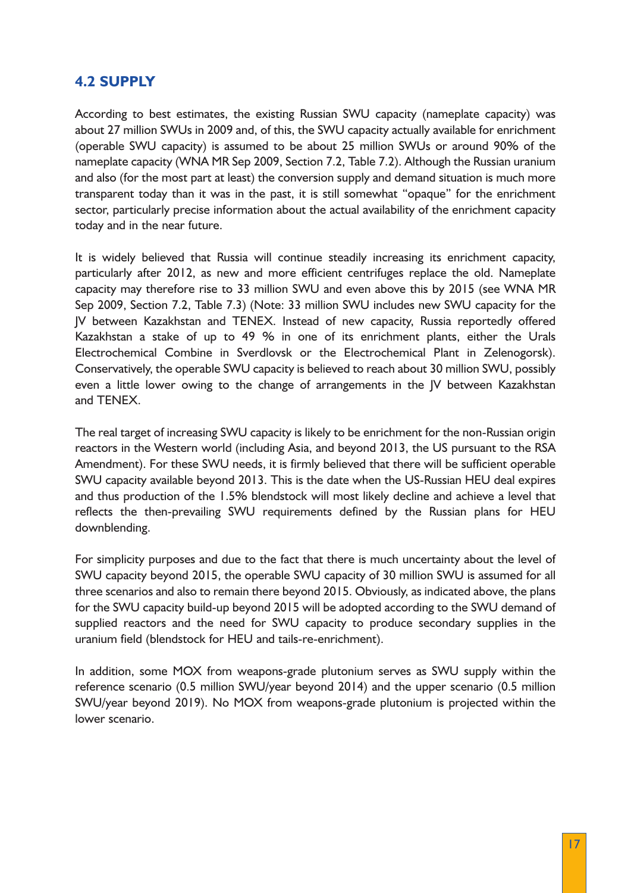## 4.2 SUPPLY

According to best estimates, the existing Russian SWU capacity (nameplate capacity) was about 27 million SWUs in 2009 and, of this, the SWU capacity actually available for enrichment (operable SWU capacity) is assumed to be about 25 million SWUs or around 90% of the nameplate capacity (WNA MR Sep 2009, Section 7.2, Table 7.2). Although the Russian uranium and also (for the most part at least) the conversion supply and demand situation is much more transparent today than it was in the past, it is still somewhat "opaque" for the enrichment sector, particularly precise information about the actual availability of the enrichment capacity today and in the near future.

It is widely believed that Russia will continue steadily increasing its enrichment capacity, particularly after 2012, as new and more efficient centrifuges replace the old. Nameplate capacity may therefore rise to 33 million SWU and even above this by 2015 (see WNA MR Sep 2009, Section 7.2, Table 7.3) (Note: 33 million SWU includes new SWU capacity for the JV between Kazakhstan and TENEX. Instead of new capacity, Russia reportedly offered Kazakhstan a stake of up to 49 % in one of its enrichment plants, either the Urals Electrochemical Combine in Sverdlovsk or the Electrochemical Plant in Zelenogorsk). Conservatively, the operable SWU capacity is believed to reach about 30 million SWU, possibly even a little lower owing to the change of arrangements in the JV between Kazakhstan and TENEX.

The real target of increasing SWU capacity is likely to be enrichment for the non-Russian origin reactors in the Western world (including Asia, and beyond 2013, the US pursuant to the RSA Amendment). For these SWU needs, it is firmly believed that there will be sufficient operable SWU capacity available beyond 2013. This is the date when the US-Russian HEU deal expires and thus production of the 1.5% blendstock will most likely decline and achieve a level that reflects the then-prevailing SWU requirements defined by the Russian plans for HEU downblending.

For simplicity purposes and due to the fact that there is much uncertainty about the level of SWU capacity beyond 2015, the operable SWU capacity of 30 million SWU is assumed for all three scenarios and also to remain there beyond 2015. Obviously, as indicated above, the plans for the SWU capacity build-up beyond 2015 will be adopted according to the SWU demand of supplied reactors and the need for SWU capacity to produce secondary supplies in the uranium field (blendstock for HEU and tails-re-enrichment).

In addition, some MOX from weapons-grade plutonium serves as SWU supply within the reference scenario (0.5 million SWU/year beyond 2014) and the upper scenario (0.5 million SWU/year beyond 2019). No MOX from weapons-grade plutonium is projected within the lower scenario.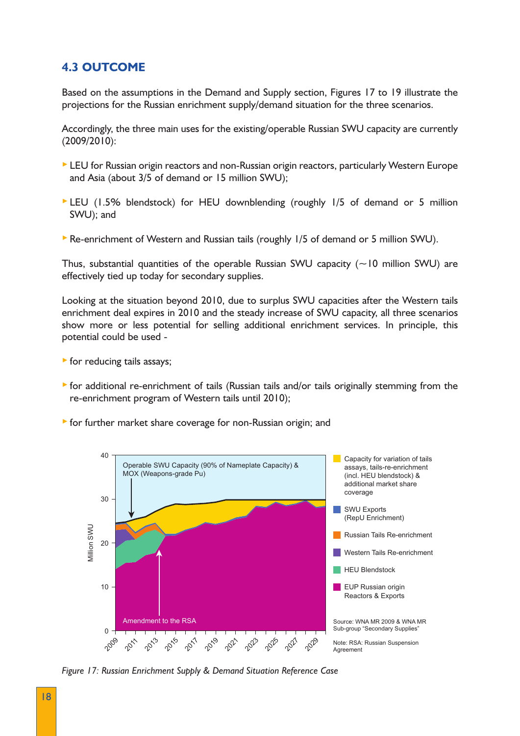## 4.3 OUTCOME

Based on the assumptions in the Demand and Supply section, Figures 17 to 19 illustrate the projections for the Russian enrichment supply/demand situation for the three scenarios.

Accordingly, the three main uses for the existing/operable Russian SWU capacity are currently (2009/2010):

- LEU for Russian origin reactors and non-Russian origin reactors, particularly Western Europe and Asia (about 3/5 of demand or 15 million SWU);
- LEU (1.5% blendstock) for HEU downblending (roughly 1/5 of demand or 5 million SWU); and
- Re-enrichment of Western and Russian tails (roughly 1/5 of demand or 5 million SWU).

Thus, substantial quantities of the operable Russian SWU capacity (~10 million SWU) are effectively tied up today for secondary supplies.

Looking at the situation beyond 2010, due to surplus SWU capacities after the Western tails enrichment deal expires in 2010 and the steady increase of SWU capacity, all three scenarios show more or less potential for selling additional enrichment services. In principle, this potential could be used -

- for reducing tails assays;
- for additional re-enrichment of tails (Russian tails and/or tails originally stemming from the re-enrichment program of Western tails until 2010);
- for further market share coverage for non-Russian origin; and

Operable SWU Capacity (90% of Nameplate Capacity) & MOX (Weapons-grade Pu)

Amendment to the RSA

Million SWU

0
10
20
30
40

2009
2011
2013
2015
2017
2019
2021
2023
2025
2027
2029

Capacity for variation of tails assays, tails-re-enrichment (incl. HEU blendstock) & additional market share coverage

SWU Exports (RepU Enrichment)

Russian Tails Re-enrichment

Western Tails Re-enrichment

HEU Blendstock

EUP Russian origin Reactors & Exports

Source: WNA MR 2009 & WNA MR Sub-group "Secondary Supplies"

Note: RSA: Russian Suspension Agreement

*Figure 17: Russian Enrichment Supply & Demand Situation Reference Case*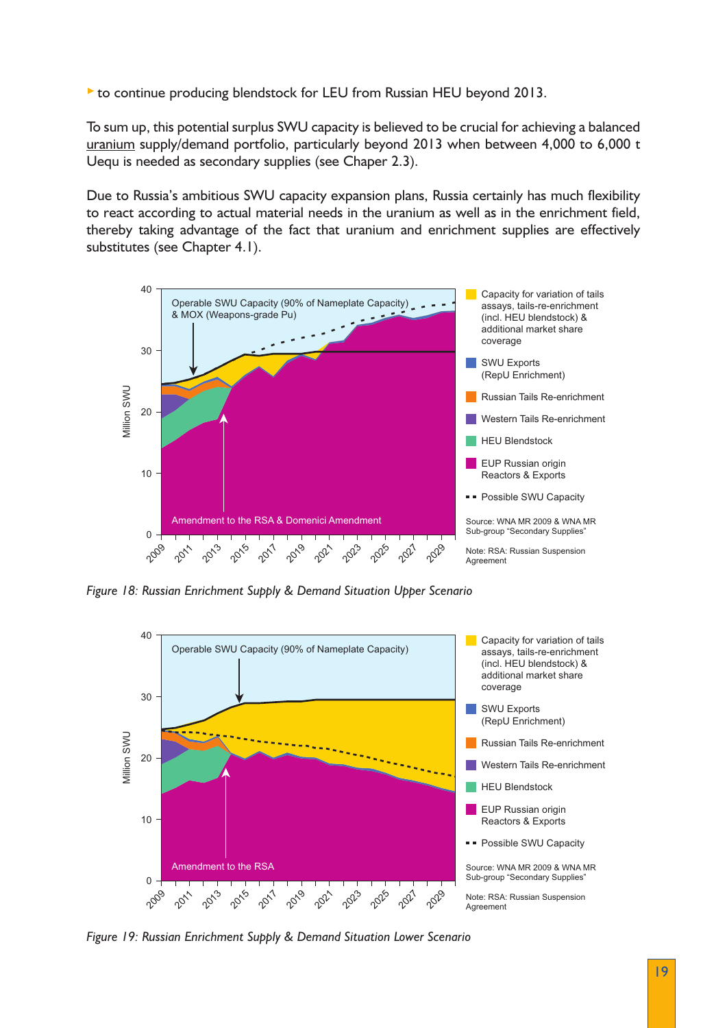- to continue producing blendstock for LEU from Russian HEU beyond 2013.

To sum up, this potential surplus SWU capacity is believed to be crucial for achieving a balanced uranium supply/demand portfolio, particularly beyond 2013 when between 4,000 to 6,000 t Uequ is needed as secondary supplies (see Chaper 2.3).

Due to Russia's ambitious SWU capacity expansion plans, Russia certainly has much flexibility to react according to actual material needs in the uranium as well as in the enrichment field, thereby taking advantage of the fact that uranium and enrichment supplies are effectively substitutes (see Chapter 4.1).

Million SWU
40
30
20
10
0
2009 2011 2013 2015 2017 2019 2021 2023 2025 2027 2029

Operable SWU Capacity (90% of Nameplate Capacity) & MOX (Weapons-grade Pu)

Amendment to the RSA & Domenici Amendment

Capacity for variation of tails assays, tails-re-enrichment (incl. HEU blendstock) & additional market share coverage
SWU Exports (RepU Enrichment)
Russian Tails Re-enrichment
Western Tails Re-enrichment
HEU Blendstock
EUP Russian origin Reactors & Exports
Possible SWU Capacity

Source: WNA MR 2009 & WNA MR Sub-group "Secondary Supplies"

Note: RSA: Russian Suspension Agreement

*Figure 18: Russian Enrichment Supply & Demand Situation Upper Scenario*

Million SWU
40
30
20
10
0
2009 2011 2013 2015 2017 2019 2021 2023 2025 2027 2029

Operable SWU Capacity (90% of Nameplate Capacity)

Amendment to the RSA

Capacity for variation of tails assays, tails-re-enrichment (incl. HEU blendstock) & additional market share coverage
SWU Exports (RepU Enrichment)
Russian Tails Re-enrichment
Western Tails Re-enrichment
HEU Blendstock
EUP Russian origin Reactors & Exports
Possible SWU Capacity

Source: WNA MR 2009 & WNA MR Sub-group "Secondary Supplies"

Note: RSA: Russian Suspension Agreement

*Figure 19: Russian Enrichment Supply & Demand Situation Lower Scenario*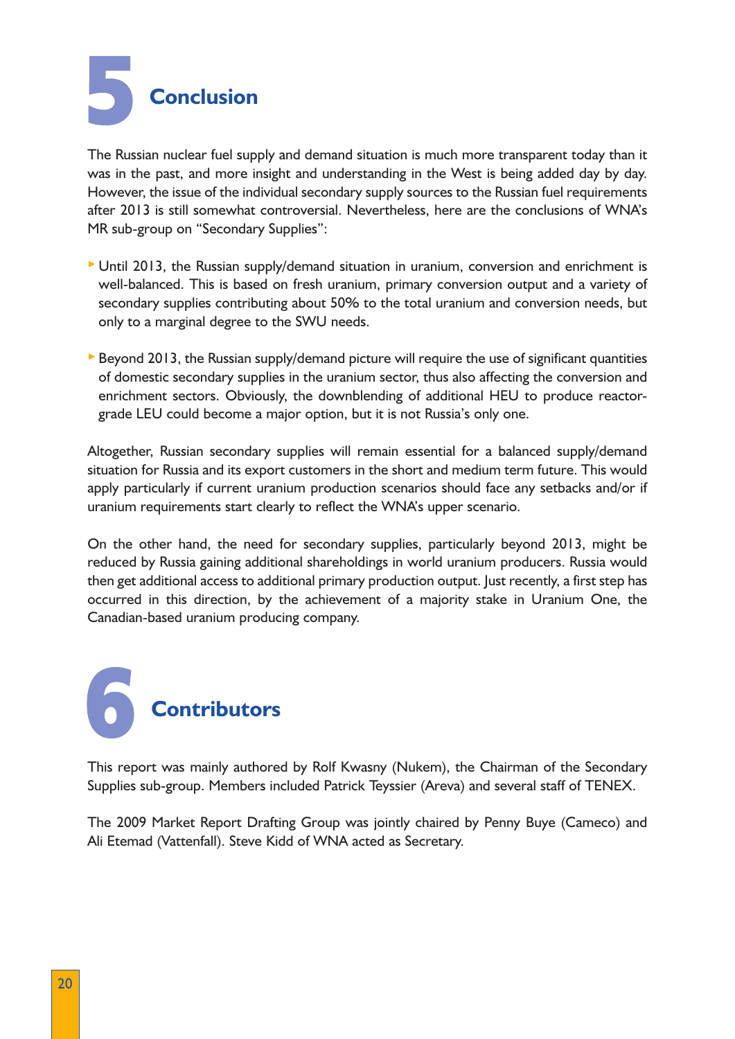# 5 Conclusion

The Russian nuclear fuel supply and demand situation is much more transparent today than it was in the past, and more insight and understanding in the West is being added day by day. However, the issue of the individual secondary supply sources to the Russian fuel requirements after 2013 is still somewhat controversial. Nevertheless, here are the conclusions of WNA's MR sub-group on "Secondary Supplies":

- Until 2013, the Russian supply/demand situation in uranium, conversion and enrichment is well-balanced. This is based on fresh uranium, primary conversion output and a variety of secondary supplies contributing about 50% to the total uranium and conversion needs, but only to a marginal degree to the SWU needs.

- Beyond 2013, the Russian supply/demand picture will require the use of significant quantities of domestic secondary supplies in the uranium sector, thus also affecting the conversion and enrichment sectors. Obviously, the downblending of additional HEU to produce reactor-grade LEU could become a major option, but it is not Russia's only one.

Altogether, Russian secondary supplies will remain essential for a balanced supply/demand situation for Russia and its export customers in the short and medium term future. This would apply particularly if current uranium production scenarios should face any setbacks and/or if uranium requirements start clearly to reflect the WNA's upper scenario.

On the other hand, the need for secondary supplies, particularly beyond 2013, might be reduced by Russia gaining additional shareholdings in world uranium producers. Russia would then get additional access to additional primary production output. Just recently, a first step has occurred in this direction, by the achievement of a majority stake in Uranium One, the Canadian-based uranium producing company.

# 6 Contributors

This report was mainly authored by Rolf Kwasny (Nukem), the Chairman of the Secondary Supplies sub-group. Members included Patrick Teyssier (Areva) and several staff of TENEX.

The 2009 Market Report Drafting Group was jointly chaired by Penny Buye (Cameco) and Ali Etemad (Vattenfall). Steve Kidd of WNA acted as Secretary.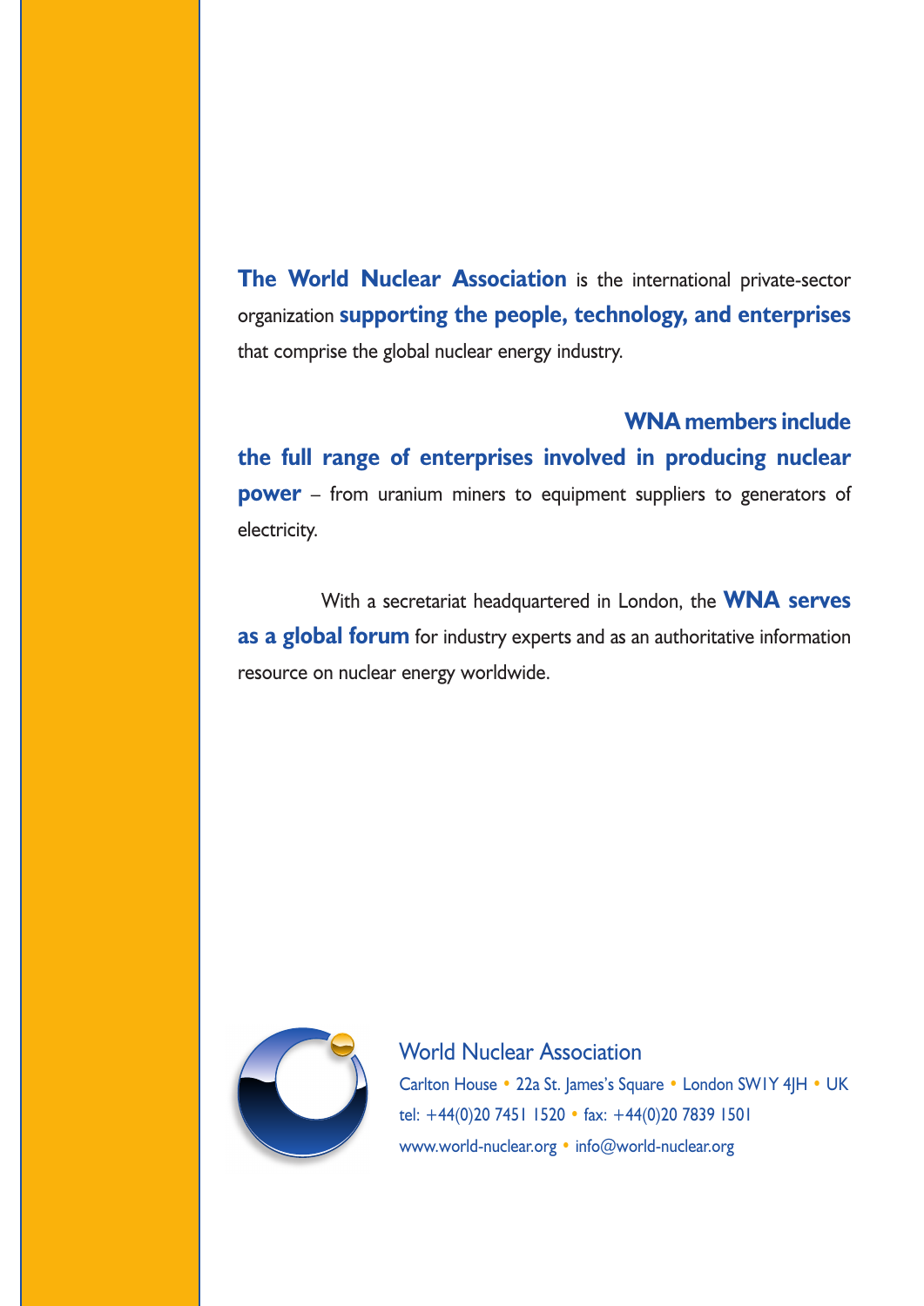**The World Nuclear Association** is the international private-sector organization **supporting the people, technology, and enterprises** that comprise the global nuclear energy industry.

**WNA members include the full range of enterprises involved in producing nuclear power** – from uranium miners to equipment suppliers to generators of electricity.

With a secretariat headquartered in London, the **WNA serves as a global forum** for industry experts and as an authoritative information resource on nuclear energy worldwide.

World Nuclear Association
Carlton House • 22a St. James's Square • London SW1Y 4JH • UK
tel: +44(0)20 7451 1520 • fax: +44(0)20 7839 1501
www.world-nuclear.org • info@world-nuclear.org